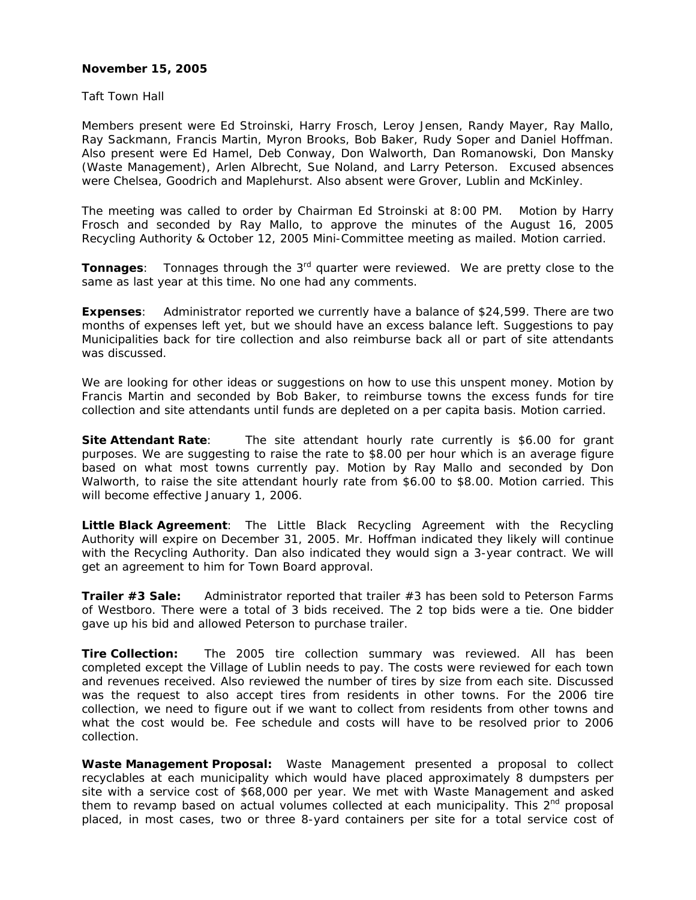**November 15, 2005**

Taft Town Hall

Members present were Ed Stroinski, Harry Frosch, Leroy Jensen, Randy Mayer, Ray Mallo, Ray Sackmann, Francis Martin, Myron Brooks, Bob Baker, Rudy Soper and Daniel Hoffman. Also present were Ed Hamel, Deb Conway, Don Walworth, Dan Romanowski, Don Mansky (Waste Management), Arlen Albrecht, Sue Noland, and Larry Peterson. Excused absences were Chelsea, Goodrich and Maplehurst. Also absent were Grover, Lublin and McKinley.

The meeting was called to order by Chairman Ed Stroinski at 8:00 PM. Motion by Harry Frosch and seconded by Ray Mallo, to approve the minutes of the August 16, 2005 Recycling Authority & October 12, 2005 Mini-Committee meeting as mailed. Motion carried.

**Tonnages**: Tonnages through the 3rd quarter were reviewed. We are pretty close to the same as last year at this time. No one had any comments.

**Expenses**: Administrator reported we currently have a balance of $24,599. There are two months of expenses left yet, but we should have an excess balance left. Suggestions to pay Municipalities back for tire collection and also reimburse back all or part of site attendants was discussed.

We are looking for other ideas or suggestions on how to use this unspent money. Motion by Francis Martin and seconded by Bob Baker, to reimburse towns the excess funds for tire collection and site attendants until funds are depleted on a per capita basis. Motion carried.

**Site Attendant Rate**: The site attendant hourly rate currently is $6.00 for grant purposes. We are suggesting to raise the rate to $8.00 per hour which is an average figure based on what most towns currently pay. Motion by Ray Mallo and seconded by Don Walworth, to raise the site attendant hourly rate from $6.00 to $8.00. Motion carried. This will become effective January 1, 2006.

**Little Black Agreement**: The Little Black Recycling Agreement with the Recycling Authority will expire on December 31, 2005. Mr. Hoffman indicated they likely will continue with the Recycling Authority. Dan also indicated they would sign a 3-year contract. We will get an agreement to him for Town Board approval.

**Trailer #3 Sale:** Administrator reported that trailer #3 has been sold to Peterson Farms of Westboro. There were a total of 3 bids received. The 2 top bids were a tie. One bidder gave up his bid and allowed Peterson to purchase trailer.

**Tire Collection:** The 2005 tire collection summary was reviewed. All has been completed except the Village of Lublin needs to pay. The costs were reviewed for each town and revenues received. Also reviewed the number of tires by size from each site. Discussed was the request to also accept tires from residents in other towns. For the 2006 tire collection, we need to figure out if we want to collect from residents from other towns and what the cost would be. Fee schedule and costs will have to be resolved prior to 2006 collection.

**Waste Management Proposal:** Waste Management presented a proposal to collect recyclables at each municipality which would have placed approximately 8 dumpsters per site with a service cost of $68,000 per year. We met with Waste Management and asked them to revamp based on actual volumes collected at each municipality. This 2nd proposal placed, in most cases, two or three 8-yard containers per site for a total service cost of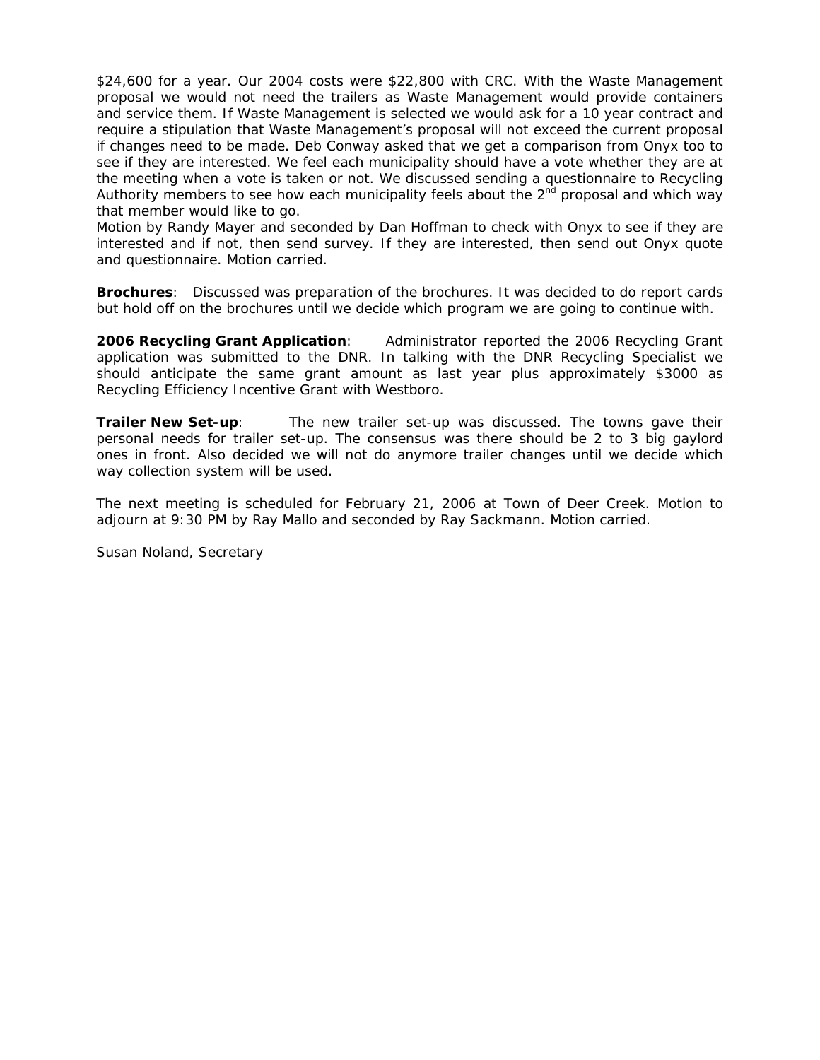$24,600 for a year. Our 2004 costs were $22,800 with CRC. With the Waste Management proposal we would not need the trailers as Waste Management would provide containers and service them. If Waste Management is selected we would ask for a 10 year contract and require a stipulation that Waste Management's proposal will not exceed the current proposal if changes need to be made. Deb Conway asked that we get a comparison from Onyx too to see if they are interested. We feel each municipality should have a vote whether they are at the meeting when a vote is taken or not. We discussed sending a questionnaire to Recycling Authority members to see how each municipality feels about the 2nd proposal and which way that member would like to go.

Motion by Randy Mayer and seconded by Dan Hoffman to check with Onyx to see if they are interested and if not, then send survey. If they are interested, then send out Onyx quote and questionnaire. Motion carried.

**Brochures**: Discussed was preparation of the brochures. It was decided to do report cards but hold off on the brochures until we decide which program we are going to continue with.

**2006 Recycling Grant Application**: Administrator reported the 2006 Recycling Grant application was submitted to the DNR. In talking with the DNR Recycling Specialist we should anticipate the same grant amount as last year plus approximately $3000 as Recycling Efficiency Incentive Grant with Westboro.

**Trailer New Set-up**: The new trailer set-up was discussed. The towns gave their personal needs for trailer set-up. The consensus was there should be 2 to 3 big gaylord ones in front. Also decided we will not do anymore trailer changes until we decide which way collection system will be used.

The next meeting is scheduled for February 21, 2006 at Town of Deer Creek. Motion to adjourn at 9:30 PM by Ray Mallo and seconded by Ray Sackmann. Motion carried.

Susan Noland, Secretary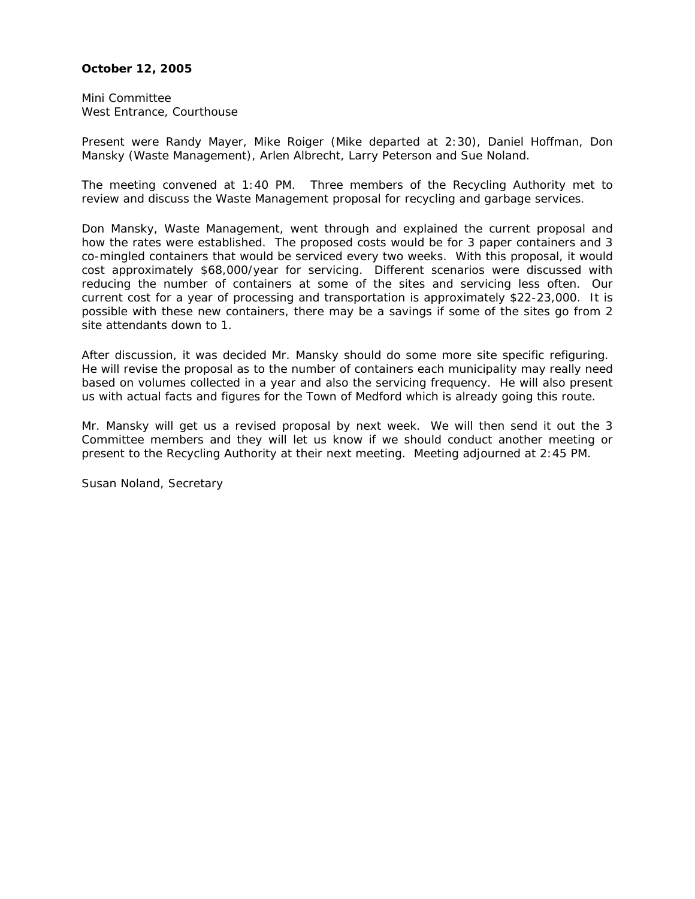**October 12, 2005**

Mini Committee
West Entrance, Courthouse

Present were Randy Mayer, Mike Roiger (Mike departed at 2:30), Daniel Hoffman, Don Mansky (Waste Management), Arlen Albrecht, Larry Peterson and Sue Noland.

The meeting convened at 1:40 PM. Three members of the Recycling Authority met to review and discuss the Waste Management proposal for recycling and garbage services.

Don Mansky, Waste Management, went through and explained the current proposal and how the rates were established. The proposed costs would be for 3 paper containers and 3 co-mingled containers that would be serviced every two weeks. With this proposal, it would cost approximately $68,000/year for servicing. Different scenarios were discussed with reducing the number of containers at some of the sites and servicing less often. Our current cost for a year of processing and transportation is approximately $22-23,000. It is possible with these new containers, there may be a savings if some of the sites go from 2 site attendants down to 1.

After discussion, it was decided Mr. Mansky should do some more site specific refiguring. He will revise the proposal as to the number of containers each municipality may really need based on volumes collected in a year and also the servicing frequency. He will also present us with actual facts and figures for the Town of Medford which is already going this route.

Mr. Mansky will get us a revised proposal by next week. We will then send it out the 3 Committee members and they will let us know if we should conduct another meeting or present to the Recycling Authority at their next meeting. Meeting adjourned at 2:45 PM.

Susan Noland, Secretary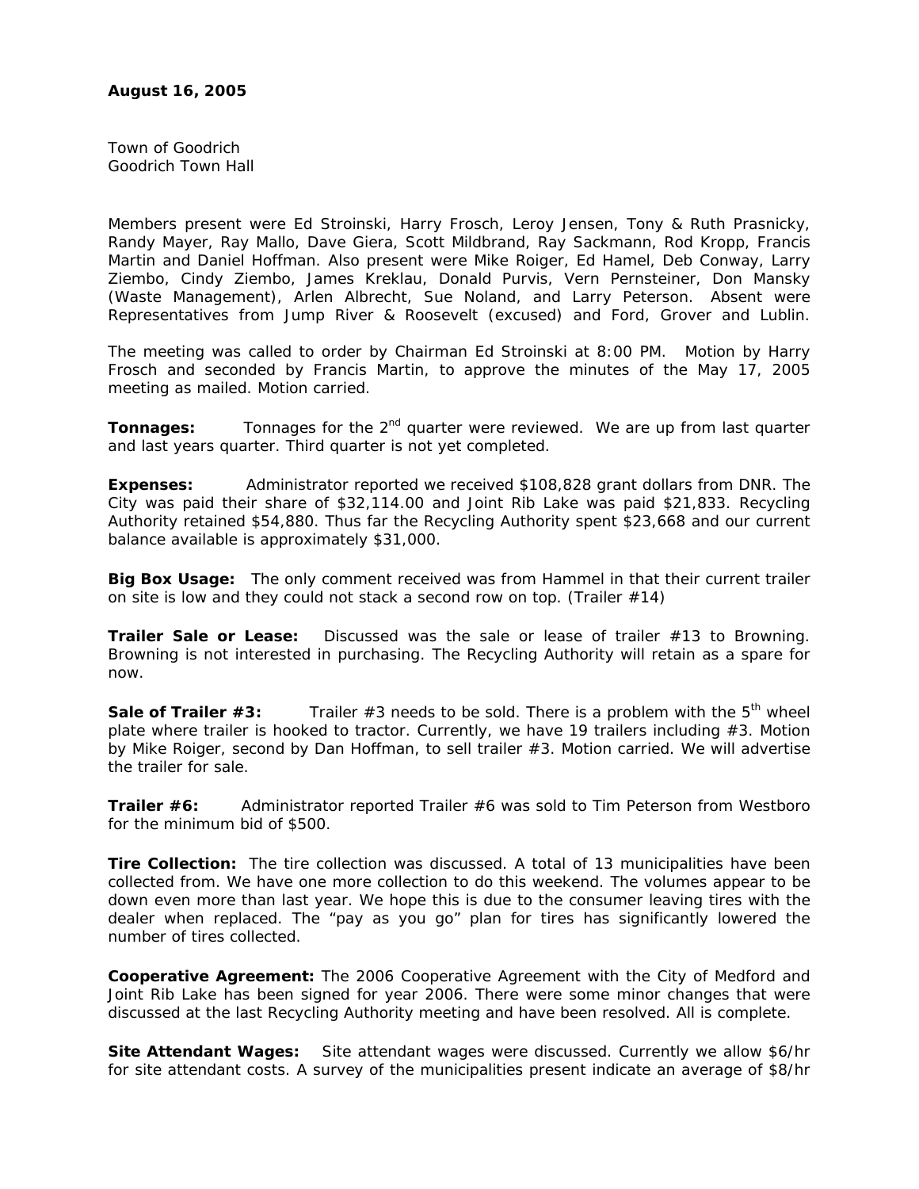**August 16, 2005**

Town of Goodrich
Goodrich Town Hall

Members present were Ed Stroinski, Harry Frosch, Leroy Jensen, Tony & Ruth Prasnicky, Randy Mayer, Ray Mallo, Dave Giera, Scott Mildbrand, Ray Sackmann, Rod Kropp, Francis Martin and Daniel Hoffman. Also present were Mike Roiger, Ed Hamel, Deb Conway, Larry Ziembo, Cindy Ziembo, James Kreklau, Donald Purvis, Vern Pernsteiner, Don Mansky (Waste Management), Arlen Albrecht, Sue Noland, and Larry Peterson. Absent were Representatives from Jump River & Roosevelt (excused) and Ford, Grover and Lublin.

The meeting was called to order by Chairman Ed Stroinski at 8:00 PM. Motion by Harry Frosch and seconded by Francis Martin, to approve the minutes of the May 17, 2005 meeting as mailed. Motion carried.

**Tonnages:** Tonnages for the 2nd quarter were reviewed. We are up from last quarter and last years quarter. Third quarter is not yet completed.

**Expenses:** Administrator reported we received $108,828 grant dollars from DNR. The City was paid their share of $32,114.00 and Joint Rib Lake was paid $21,833. Recycling Authority retained $54,880. Thus far the Recycling Authority spent $23,668 and our current balance available is approximately $31,000.

**Big Box Usage:** The only comment received was from Hammel in that their current trailer on site is low and they could not stack a second row on top. (Trailer #14)

**Trailer Sale or Lease:** Discussed was the sale or lease of trailer #13 to Browning. Browning is not interested in purchasing. The Recycling Authority will retain as a spare for now.

**Sale of Trailer #3:** Trailer #3 needs to be sold. There is a problem with the 5th wheel plate where trailer is hooked to tractor. Currently, we have 19 trailers including #3. Motion by Mike Roiger, second by Dan Hoffman, to sell trailer #3. Motion carried. We will advertise the trailer for sale.

**Trailer #6:** Administrator reported Trailer #6 was sold to Tim Peterson from Westboro for the minimum bid of $500.

**Tire Collection:** The tire collection was discussed. A total of 13 municipalities have been collected from. We have one more collection to do this weekend. The volumes appear to be down even more than last year. We hope this is due to the consumer leaving tires with the dealer when replaced. The "pay as you go" plan for tires has significantly lowered the number of tires collected.

**Cooperative Agreement:** The 2006 Cooperative Agreement with the City of Medford and Joint Rib Lake has been signed for year 2006. There were some minor changes that were discussed at the last Recycling Authority meeting and have been resolved. All is complete.

**Site Attendant Wages:** Site attendant wages were discussed. Currently we allow $6/hr for site attendant costs. A survey of the municipalities present indicate an average of $8/hr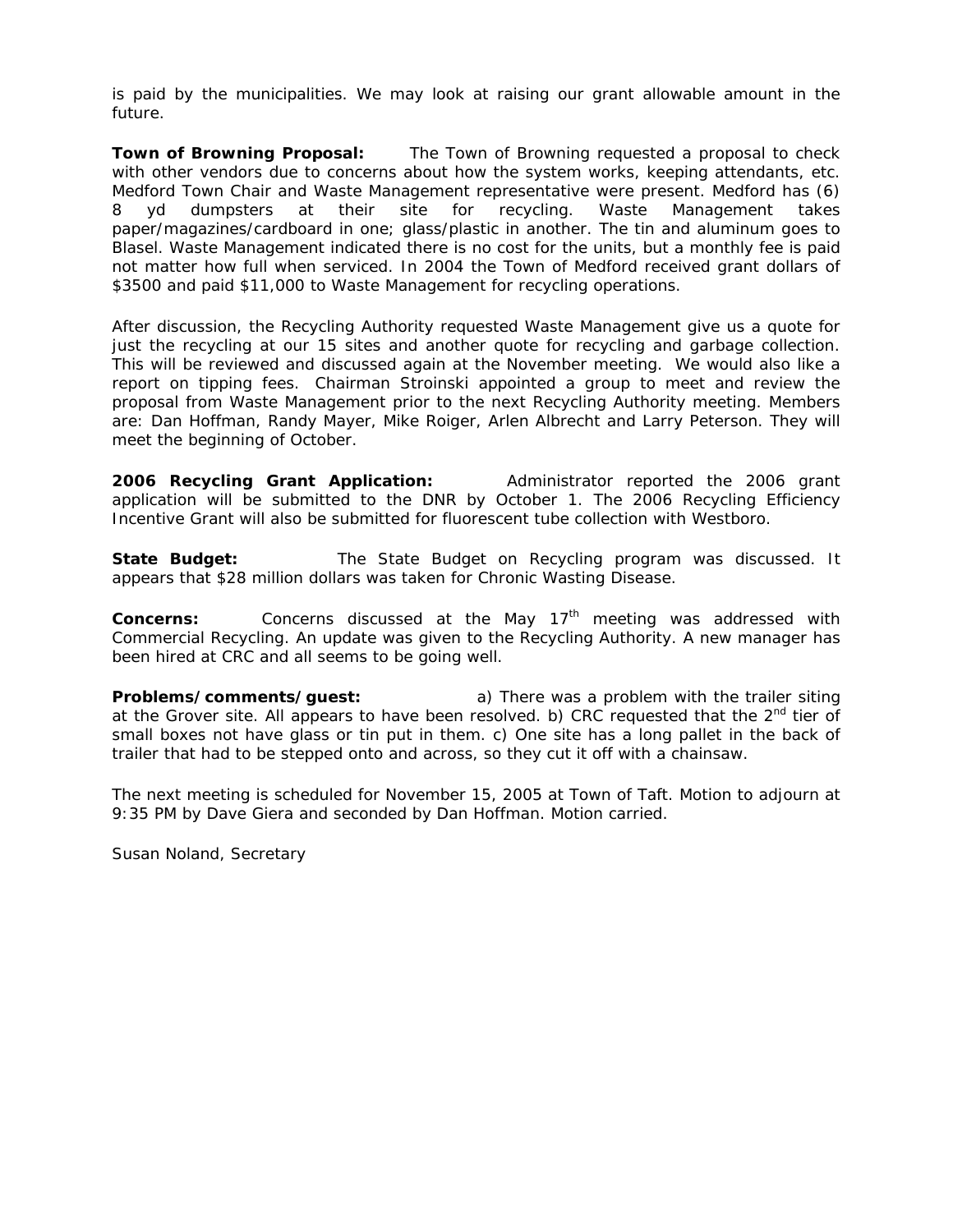is paid by the municipalities. We may look at raising our grant allowable amount in the future.

**Town of Browning Proposal:** The Town of Browning requested a proposal to check with other vendors due to concerns about how the system works, keeping attendants, etc. Medford Town Chair and Waste Management representative were present. Medford has (6) 8 yd dumpsters at their site for recycling. Waste Management takes paper/magazines/cardboard in one; glass/plastic in another. The tin and aluminum goes to Blasel. Waste Management indicated there is no cost for the units, but a monthly fee is paid not matter how full when serviced. In 2004 the Town of Medford received grant dollars of $3500 and paid $11,000 to Waste Management for recycling operations.

After discussion, the Recycling Authority requested Waste Management give us a quote for just the recycling at our 15 sites and another quote for recycling and garbage collection. This will be reviewed and discussed again at the November meeting. We would also like a report on tipping fees. Chairman Stroinski appointed a group to meet and review the proposal from Waste Management prior to the next Recycling Authority meeting. Members are: Dan Hoffman, Randy Mayer, Mike Roiger, Arlen Albrecht and Larry Peterson. They will meet the beginning of October.

**2006 Recycling Grant Application:** Administrator reported the 2006 grant application will be submitted to the DNR by October 1. The 2006 Recycling Efficiency Incentive Grant will also be submitted for fluorescent tube collection with Westboro.

**State Budget:** The State Budget on Recycling program was discussed. It appears that $28 million dollars was taken for Chronic Wasting Disease.

**Concerns:** Concerns discussed at the May 17th meeting was addressed with Commercial Recycling. An update was given to the Recycling Authority. A new manager has been hired at CRC and all seems to be going well.

**Problems/comments/guest:** a) There was a problem with the trailer siting at the Grover site. All appears to have been resolved. b) CRC requested that the 2nd tier of small boxes not have glass or tin put in them. c) One site has a long pallet in the back of trailer that had to be stepped onto and across, so they cut it off with a chainsaw.

The next meeting is scheduled for November 15, 2005 at Town of Taft. Motion to adjourn at 9:35 PM by Dave Giera and seconded by Dan Hoffman. Motion carried.

Susan Noland, Secretary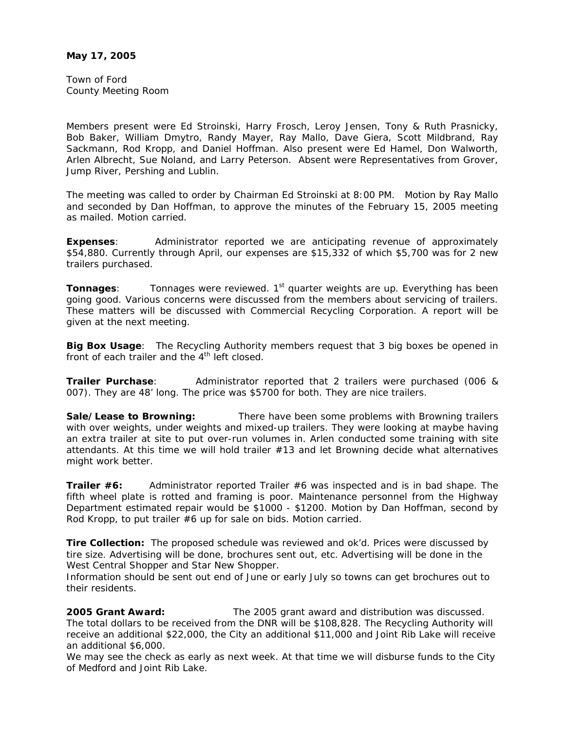**May 17, 2005**

Town of Ford
County Meeting Room

Members present were Ed Stroinski, Harry Frosch, Leroy Jensen, Tony & Ruth Prasnicky, Bob Baker, William Dmytro, Randy Mayer, Ray Mallo, Dave Giera, Scott Mildbrand, Ray Sackmann, Rod Kropp, and Daniel Hoffman. Also present were Ed Hamel, Don Walworth, Arlen Albrecht, Sue Noland, and Larry Peterson. Absent were Representatives from Grover, Jump River, Pershing and Lublin.

The meeting was called to order by Chairman Ed Stroinski at 8:00 PM. Motion by Ray Mallo and seconded by Dan Hoffman, to approve the minutes of the February 15, 2005 meeting as mailed. Motion carried.

**Expenses**: Administrator reported we are anticipating revenue of approximately $54,880. Currently through April, our expenses are $15,332 of which $5,700 was for 2 new trailers purchased.

**Tonnages**: Tonnages were reviewed. 1st quarter weights are up. Everything has been going good. Various concerns were discussed from the members about servicing of trailers. These matters will be discussed with Commercial Recycling Corporation. A report will be given at the next meeting.

**Big Box Usage**: The Recycling Authority members request that 3 big boxes be opened in front of each trailer and the 4th left closed.

**Trailer Purchase**: Administrator reported that 2 trailers were purchased (006 & 007). They are 48' long. The price was $5700 for both. They are nice trailers.

**Sale/Lease to Browning:** There have been some problems with Browning trailers with over weights, under weights and mixed-up trailers. They were looking at maybe having an extra trailer at site to put over-run volumes in. Arlen conducted some training with site attendants. At this time we will hold trailer #13 and let Browning decide what alternatives might work better.

**Trailer #6:** Administrator reported Trailer #6 was inspected and is in bad shape. The fifth wheel plate is rotted and framing is poor. Maintenance personnel from the Highway Department estimated repair would be $1000 - $1200. Motion by Dan Hoffman, second by Rod Kropp, to put trailer #6 up for sale on bids. Motion carried.

**Tire Collection:** The proposed schedule was reviewed and ok'd. Prices were discussed by tire size. Advertising will be done, brochures sent out, etc. Advertising will be done in the West Central Shopper and Star New Shopper.
Information should be sent out end of June or early July so towns can get brochures out to their residents.

**2005 Grant Award:** The 2005 grant award and distribution was discussed. The total dollars to be received from the DNR will be $108,828. The Recycling Authority will receive an additional $22,000, the City an additional $11,000 and Joint Rib Lake will receive an additional $6,000.
We may see the check as early as next week. At that time we will disburse funds to the City of Medford and Joint Rib Lake.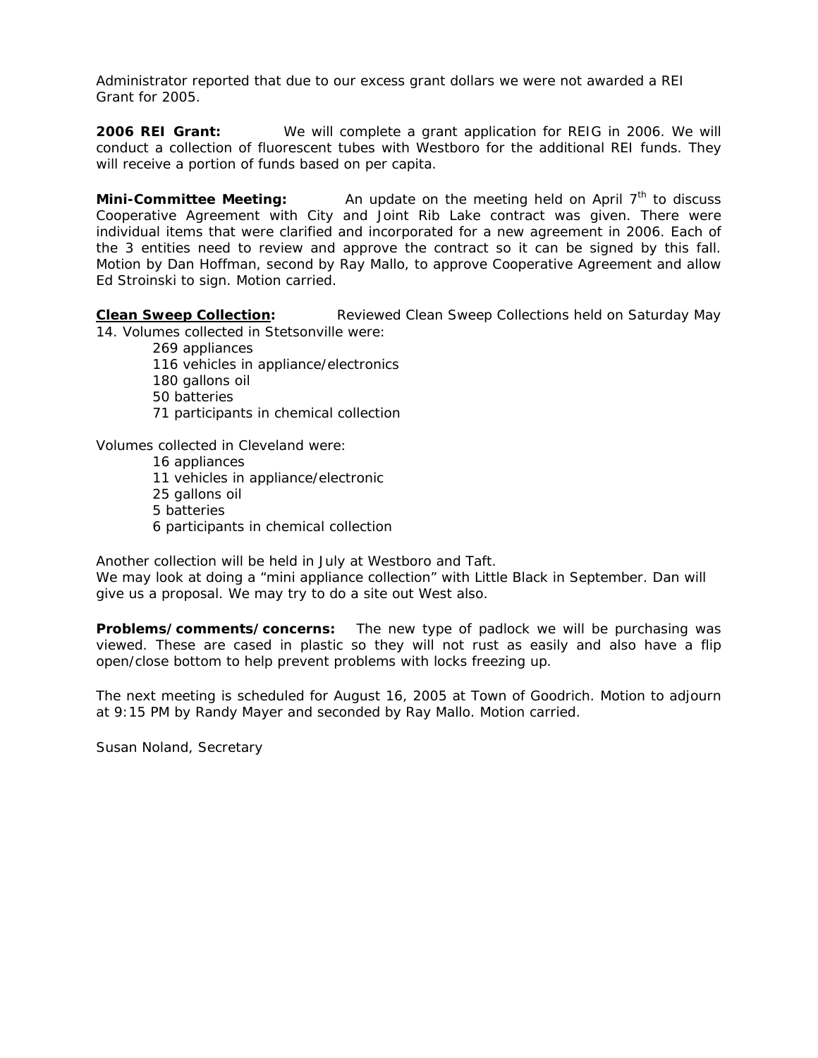Administrator reported that due to our excess grant dollars we were not awarded a REI Grant for 2005.

**2006 REI Grant:** We will complete a grant application for REIG in 2006. We will conduct a collection of fluorescent tubes with Westboro for the additional REI funds. They will receive a portion of funds based on per capita.

**Mini-Committee Meeting:** An update on the meeting held on April 7th to discuss Cooperative Agreement with City and Joint Rib Lake contract was given. There were individual items that were clarified and incorporated for a new agreement in 2006. Each of the 3 entities need to review and approve the contract so it can be signed by this fall. Motion by Dan Hoffman, second by Ray Mallo, to approve Cooperative Agreement and allow Ed Stroinski to sign. Motion carried.

**Clean Sweep Collection:** Reviewed Clean Sweep Collections held on Saturday May 14. Volumes collected in Stetsonville were:

- 269 appliances
- 116 vehicles in appliance/electronics
- 180 gallons oil
- 50 batteries
- 71 participants in chemical collection

Volumes collected in Cleveland were:

- 16 appliances
- 11 vehicles in appliance/electronic
- 25 gallons oil
- 5 batteries
- 6 participants in chemical collection

Another collection will be held in July at Westboro and Taft.
We may look at doing a "mini appliance collection" with Little Black in September. Dan will give us a proposal. We may try to do a site out West also.

**Problems/comments/concerns:** The new type of padlock we will be purchasing was viewed. These are cased in plastic so they will not rust as easily and also have a flip open/close bottom to help prevent problems with locks freezing up.

The next meeting is scheduled for August 16, 2005 at Town of Goodrich. Motion to adjourn at 9:15 PM by Randy Mayer and seconded by Ray Mallo. Motion carried.

Susan Noland, Secretary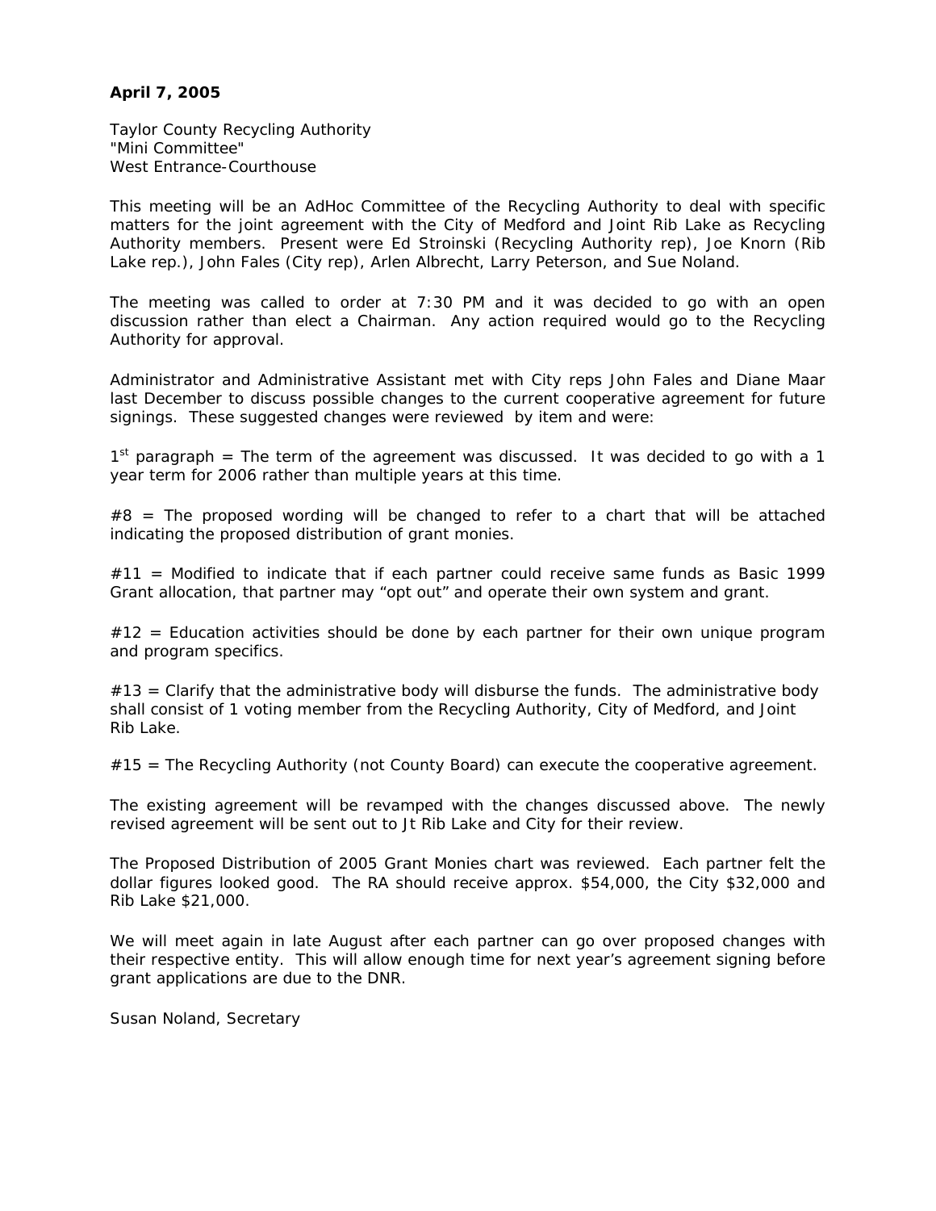**April 7, 2005**

Taylor County Recycling Authority
"Mini Committee"
West Entrance-Courthouse

This meeting will be an AdHoc Committee of the Recycling Authority to deal with specific matters for the joint agreement with the City of Medford and Joint Rib Lake as Recycling Authority members. Present were Ed Stroinski (Recycling Authority rep), Joe Knorn (Rib Lake rep.), John Fales (City rep), Arlen Albrecht, Larry Peterson, and Sue Noland.

The meeting was called to order at 7:30 PM and it was decided to go with an open discussion rather than elect a Chairman. Any action required would go to the Recycling Authority for approval.

Administrator and Administrative Assistant met with City reps John Fales and Diane Maar last December to discuss possible changes to the current cooperative agreement for future signings. These suggested changes were reviewed by item and were:

1st paragraph = The term of the agreement was discussed. It was decided to go with a 1 year term for 2006 rather than multiple years at this time.

#8 = The proposed wording will be changed to refer to a chart that will be attached indicating the proposed distribution of grant monies.

#11 = Modified to indicate that if each partner could receive same funds as Basic 1999 Grant allocation, that partner may "opt out" and operate their own system and grant.

#12 = Education activities should be done by each partner for their own unique program and program specifics.

#13 = Clarify that the administrative body will disburse the funds. The administrative body shall consist of 1 voting member from the Recycling Authority, City of Medford, and Joint Rib Lake.

#15 = The Recycling Authority (not County Board) can execute the cooperative agreement.

The existing agreement will be revamped with the changes discussed above. The newly revised agreement will be sent out to Jt Rib Lake and City for their review.

The Proposed Distribution of 2005 Grant Monies chart was reviewed. Each partner felt the dollar figures looked good. The RA should receive approx. $54,000, the City $32,000 and Rib Lake $21,000.

We will meet again in late August after each partner can go over proposed changes with their respective entity. This will allow enough time for next year's agreement signing before grant applications are due to the DNR.

Susan Noland, Secretary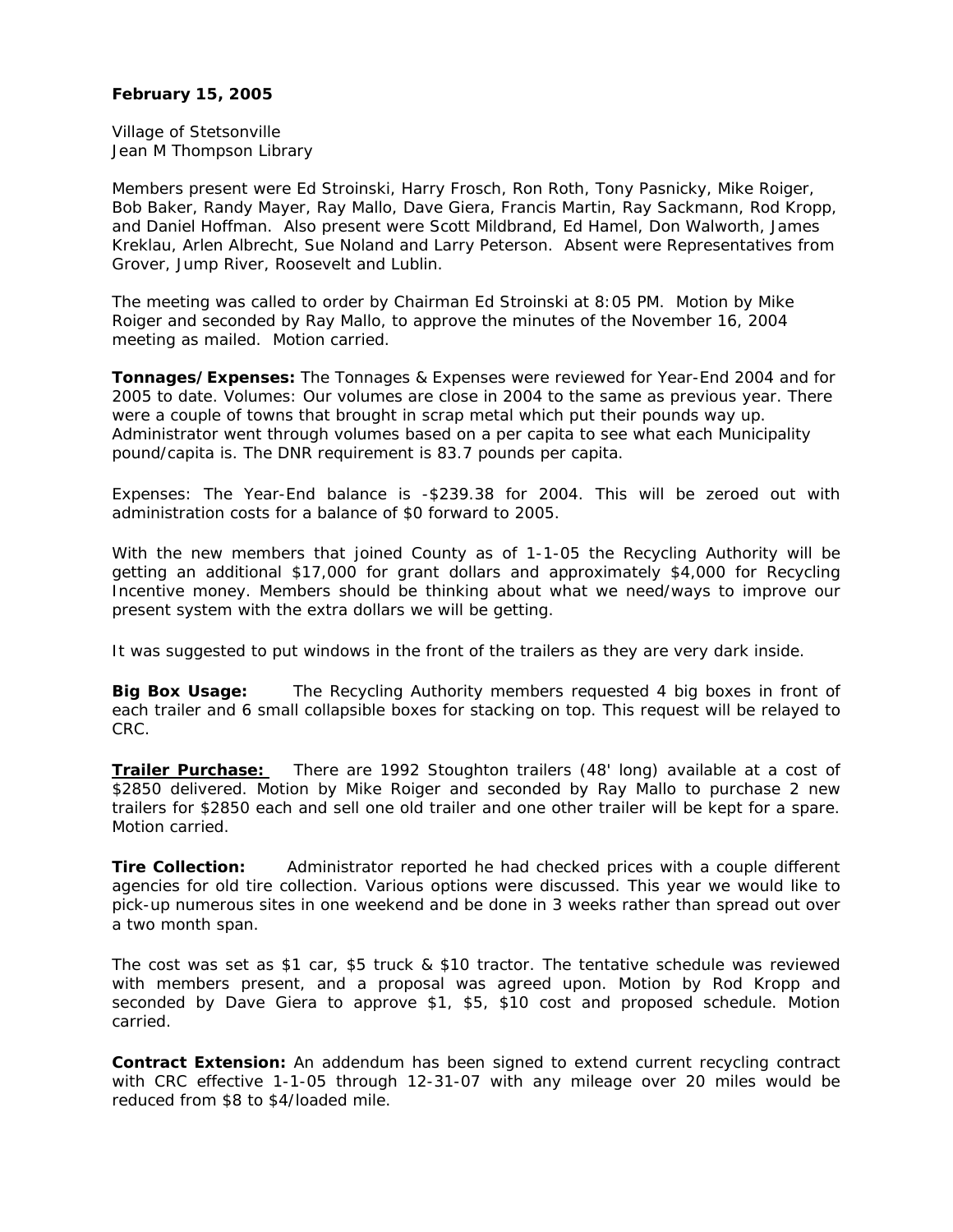**February 15, 2005**

Village of Stetsonville
Jean M Thompson Library

Members present were Ed Stroinski, Harry Frosch, Ron Roth, Tony Pasnicky, Mike Roiger, Bob Baker, Randy Mayer, Ray Mallo, Dave Giera, Francis Martin, Ray Sackmann, Rod Kropp, and Daniel Hoffman. Also present were Scott Mildbrand, Ed Hamel, Don Walworth, James Kreklau, Arlen Albrecht, Sue Noland and Larry Peterson. Absent were Representatives from Grover, Jump River, Roosevelt and Lublin.

The meeting was called to order by Chairman Ed Stroinski at 8:05 PM. Motion by Mike Roiger and seconded by Ray Mallo, to approve the minutes of the November 16, 2004 meeting as mailed. Motion carried.

**Tonnages/Expenses:** The Tonnages & Expenses were reviewed for Year-End 2004 and for 2005 to date. Volumes: Our volumes are close in 2004 to the same as previous year. There were a couple of towns that brought in scrap metal which put their pounds way up. Administrator went through volumes based on a per capita to see what each Municipality pound/capita is. The DNR requirement is 83.7 pounds per capita.

Expenses: The Year-End balance is -$239.38 for 2004. This will be zeroed out with administration costs for a balance of $0 forward to 2005.

With the new members that joined County as of 1-1-05 the Recycling Authority will be getting an additional $17,000 for grant dollars and approximately $4,000 for Recycling Incentive money. Members should be thinking about what we need/ways to improve our present system with the extra dollars we will be getting.

It was suggested to put windows in the front of the trailers as they are very dark inside.

**Big Box Usage:** The Recycling Authority members requested 4 big boxes in front of each trailer and 6 small collapsible boxes for stacking on top. This request will be relayed to CRC.

**Trailer Purchase:** There are 1992 Stoughton trailers (48' long) available at a cost of $2850 delivered. Motion by Mike Roiger and seconded by Ray Mallo to purchase 2 new trailers for $2850 each and sell one old trailer and one other trailer will be kept for a spare. Motion carried.

**Tire Collection:** Administrator reported he had checked prices with a couple different agencies for old tire collection. Various options were discussed. This year we would like to pick-up numerous sites in one weekend and be done in 3 weeks rather than spread out over a two month span.

The cost was set as $1 car, $5 truck & $10 tractor. The tentative schedule was reviewed with members present, and a proposal was agreed upon. Motion by Rod Kropp and seconded by Dave Giera to approve $1, $5, $10 cost and proposed schedule. Motion carried.

**Contract Extension:** An addendum has been signed to extend current recycling contract with CRC effective 1-1-05 through 12-31-07 with any mileage over 20 miles would be reduced from $8 to $4/loaded mile.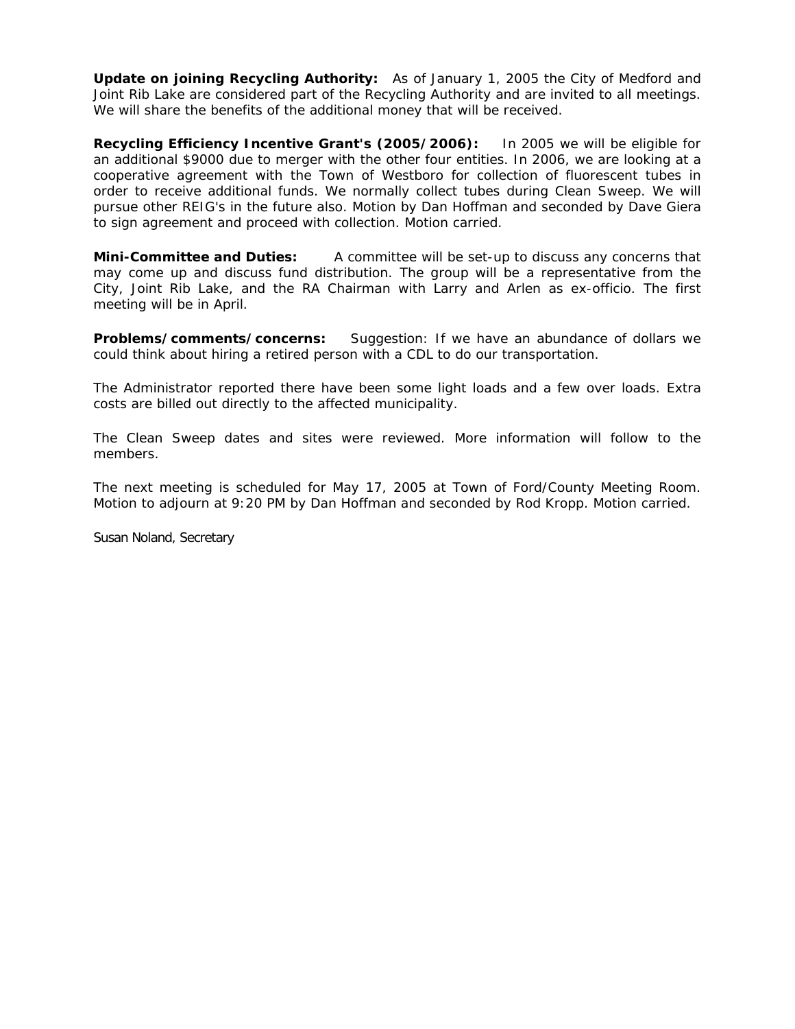**Update on joining Recycling Authority:** As of January 1, 2005 the City of Medford and Joint Rib Lake are considered part of the Recycling Authority and are invited to all meetings. We will share the benefits of the additional money that will be received.

**Recycling Efficiency Incentive Grant's (2005/2006):** In 2005 we will be eligible for an additional $9000 due to merger with the other four entities. In 2006, we are looking at a cooperative agreement with the Town of Westboro for collection of fluorescent tubes in order to receive additional funds. We normally collect tubes during Clean Sweep. We will pursue other REIG's in the future also. Motion by Dan Hoffman and seconded by Dave Giera to sign agreement and proceed with collection. Motion carried.

**Mini-Committee and Duties:** A committee will be set-up to discuss any concerns that may come up and discuss fund distribution. The group will be a representative from the City, Joint Rib Lake, and the RA Chairman with Larry and Arlen as ex-officio. The first meeting will be in April.

**Problems/comments/concerns:** Suggestion: If we have an abundance of dollars we could think about hiring a retired person with a CDL to do our transportation.

The Administrator reported there have been some light loads and a few over loads. Extra costs are billed out directly to the affected municipality.

The Clean Sweep dates and sites were reviewed. More information will follow to the members.

The next meeting is scheduled for May 17, 2005 at Town of Ford/County Meeting Room. Motion to adjourn at 9:20 PM by Dan Hoffman and seconded by Rod Kropp. Motion carried.

Susan Noland, Secretary